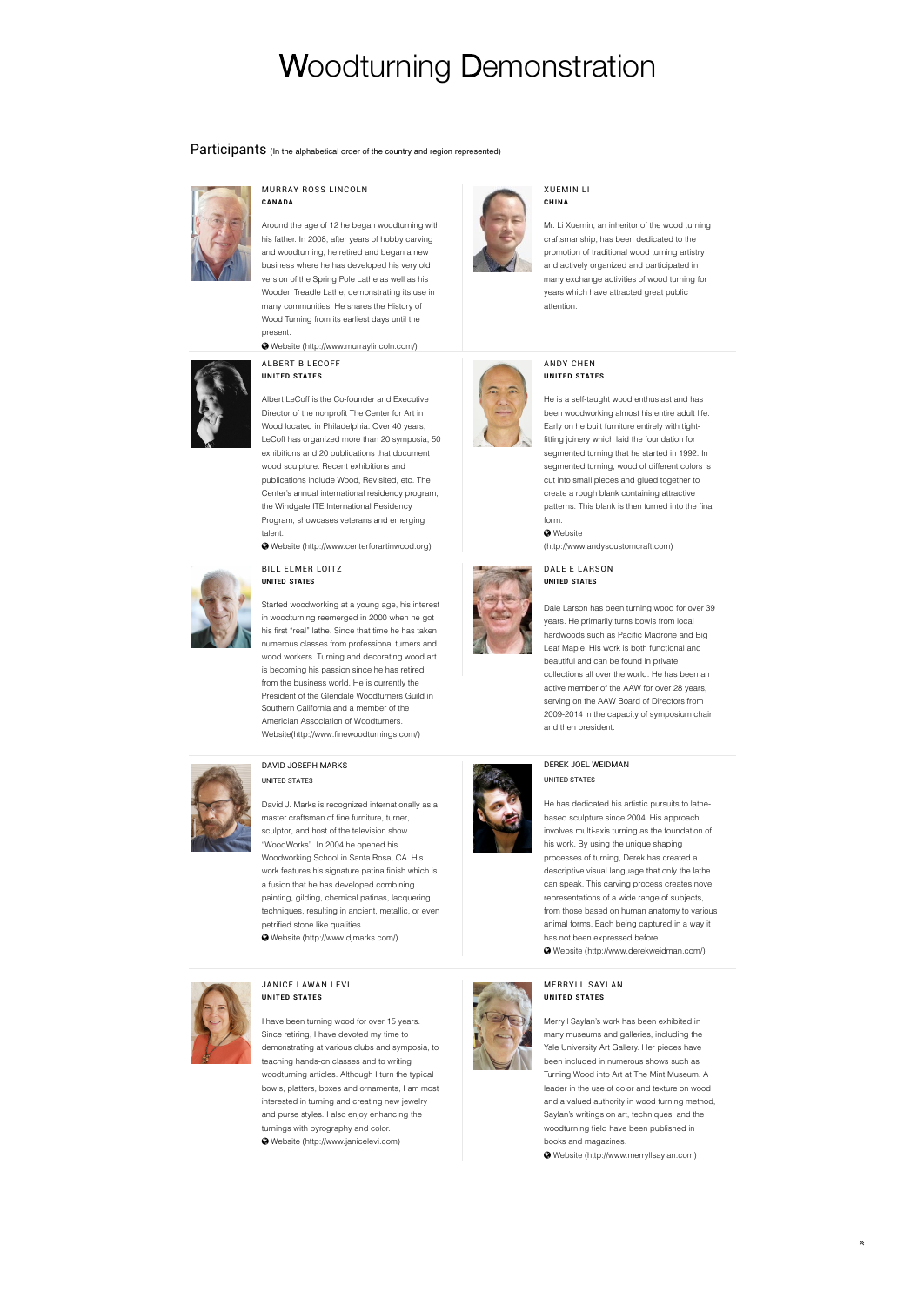# Woodturning Demonstration

## Participants (In the alphabetical order of the country and region represented)

### MURRAY ROSS LINCOLN
**CANADA**

Around the age of 12 he began woodturning with his father. In 2008, after years of hobby carving and woodturning, he retired and began a new business where he has developed his very old version of the Spring Pole Lathe as well as his Wooden Treadle Lathe, demonstrating its use in many communities. He shares the History of Wood Turning from its earliest days until the present.

Website (http://www.murraylincoln.com/)

### XUEMIN LI
**CHINA**

Mr. Li Xuemin, an inheritor of the wood turning craftsmanship, has been dedicated to the promotion of traditional wood turning artistry and actively organized and participated in many exchange activities of wood turning for years which have attracted great public attention.

### ALBERT B LECOFF
**UNITED STATES**

Albert LeCoff is the Co-founder and Executive Director of the nonprofit The Center for Art in Wood located in Philadelphia. Over 40 years, LeCoff has organized more than 20 symposia, 50 exhibitions and 20 publications that document wood sculpture. Recent exhibitions and publications include Wood, Revisited, etc. The Center's annual international residency program, the Windgate ITE International Residency Program, showcases veterans and emerging talent.

Website (http://www.centerforartinwood.org)

### ANDY CHEN
**UNITED STATES**

He is a self-taught wood enthusiast and has been woodworking almost his entire adult life. Early on he built furniture entirely with tight-fitting joinery which laid the foundation for segmented turning that he started in 1992. In segmented turning, wood of different colors is cut into small pieces and glued together to create a rough blank containing attractive patterns. This blank is then turned into the final form.

Website (http://www.andyscustomcraft.com)

### BILL ELMER LOITZ
**UNITED STATES**

Started woodworking at a young age, his interest in woodturning reemerged in 2000 when he got his first "real" lathe. Since that time he has taken numerous classes from professional turners and wood workers. Turning and decorating wood art is becoming his passion since he has retired from the business world. He is currently the President of the Glendale Woodturners Guild in Southern California and a member of the American Association of Woodturners.

Website(http://www.finewoodturnings.com/)

### DALE E LARSON
**UNITED STATES**

Dale Larson has been turning wood for over 39 years. He primarily turns bowls from local hardwoods such as Pacific Madrone and Big Leaf Maple. His work is both functional and beautiful and can be found in private collections all over the world. He has been an active member of the AAW for over 28 years, serving on the AAW Board of Directors from 2009-2014 in the capacity of symposium chair and then president.

### DAVID JOSEPH MARKS
UNITED STATES

David J. Marks is recognized internationally as a master craftsman of fine furniture, turner, sculptor, and host of the television show "WoodWorks". In 2004 he opened his Woodworking School in Santa Rosa, CA. His work features his signature patina finish which is a fusion that he has developed combining painting, gilding, chemical patinas, lacquering techniques, resulting in ancient, metallic, or even petrified stone like qualities.

Website (http://www.djmarks.com/)

### DEREK JOEL WEIDMAN
UNITED STATES

He has dedicated his artistic pursuits to lathe-based sculpture since 2004. His approach involves multi-axis turning as the foundation of his work. By using the unique shaping processes of turning, Derek has created a descriptive visual language that only the lathe can speak. This carving process creates novel representations of a wide range of subjects, from those based on human anatomy to various animal forms. Each being captured in a way it has not been expressed before.

Website (http://www.derekweidman.com/)

### JANICE LAWAN LEVI
**UNITED STATES**

I have been turning wood for over 15 years. Since retiring, I have devoted my time to demonstrating at various clubs and symposia, to teaching hands-on classes and to writing woodturning articles. Although I turn the typical bowls, platters, boxes and ornaments, I am most interested in turning and creating new jewelry and purse styles. I also enjoy enhancing the turnings with pyrography and color.

Website (http://www.janicelevi.com)

### MERRYLL SAYLAN
**UNITED STATES**

Merryll Saylan's work has been exhibited in many museums and galleries, including the Yale University Art Gallery. Her pieces have been included in numerous shows such as Turning Wood into Art at The Mint Museum. A leader in the use of color and texture on wood and a valued authority in wood turning method, Saylan's writings on art, techniques, and the woodturning field have been published in books and magazines.

Website (http://www.merryllsaylan.com)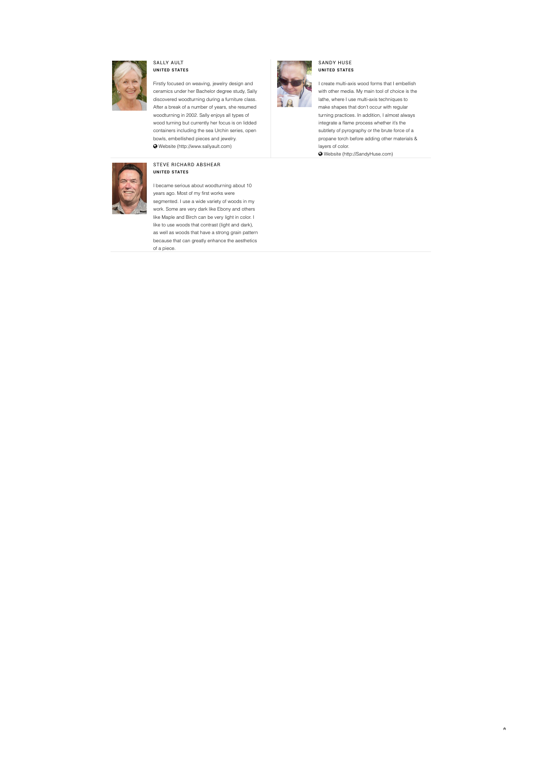### SALLY AULT
**UNITED STATES**

Firstly focused on weaving, jewelry design and ceramics under her Bachelor degree study, Sally discovered woodturning during a furniture class. After a break of a number of years, she resumed woodturning in 2002. Sally enjoys all types of wood turning but currently her focus is on lidded containers including the sea Urchin series, open bowls, embellished pieces and jewelry.

Website (http://www.sallyault.com)

### SANDY HUSE
**UNITED STATES**

I create multi-axis wood forms that I embellish with other media. My main tool of choice is the lathe, where I use multi-axis techniques to make shapes that don't occur with regular turning practices. In addition, I almost always integrate a flame process whether it's the subtlety of pyrography or the brute force of a propane torch before adding other materials & layers of color.

Website (http://SandyHuse.com)

### STEVE RICHARD ABSHEAR
**UNITED STATES**

I became serious about woodturning about 10 years ago. Most of my first works were segmented. I use a wide variety of woods in my work. Some are very dark like Ebony and others like Maple and Birch can be very light in color. I like to use woods that contrast (light and dark), as well as woods that have a strong grain pattern because that can greatly enhance the aesthetics of a piece.